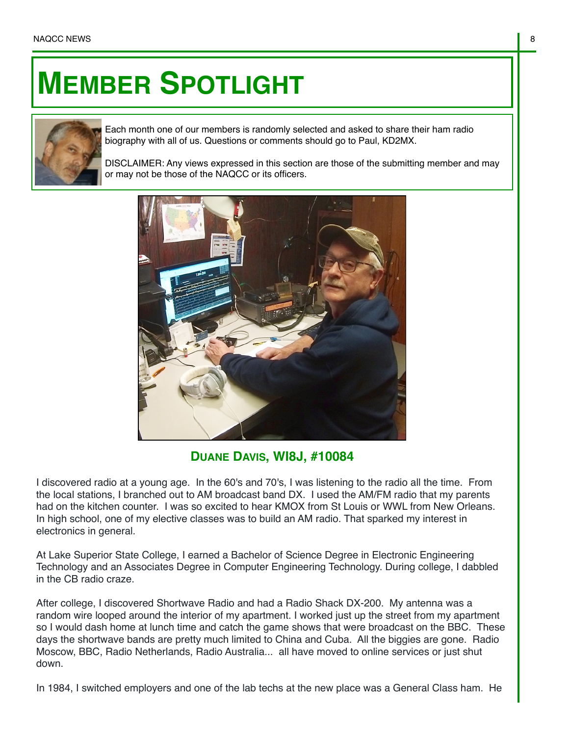# MEMBER SPOTLIGHT

Each month one of our members is randomly selected and asked to share their ham radio biography with all of us. Questions or comments should go to Paul, KD2MX.

DISCLAIMER: Any views expressed in this section are those of the submitting member and may or may not be those of the NAQCC or its officers.

## DUANE DAVIS, WI8J, #10084

I discovered radio at a young age. In the 60's and 70's, I was listening to the radio all the time. From the local stations, I branched out to AM broadcast band DX. I used the AM/FM radio that my parents had on the kitchen counter. I was so excited to hear KMOX from St Louis or WWL from New Orleans. In high school, one of my elective classes was to build an AM radio. That sparked my interest in electronics in general.

At Lake Superior State College, I earned a Bachelor of Science Degree in Electronic Engineering Technology and an Associates Degree in Computer Engineering Technology. During college, I dabbled in the CB radio craze.

After college, I discovered Shortwave Radio and had a Radio Shack DX-200. My antenna was a random wire looped around the interior of my apartment. I worked just up the street from my apartment so I would dash home at lunch time and catch the game shows that were broadcast on the BBC. These days the shortwave bands are pretty much limited to China and Cuba. All the biggies are gone. Radio Moscow, BBC, Radio Netherlands, Radio Australia... all have moved to online services or just shut down.

In 1984, I switched employers and one of the lab techs at the new place was a General Class ham. He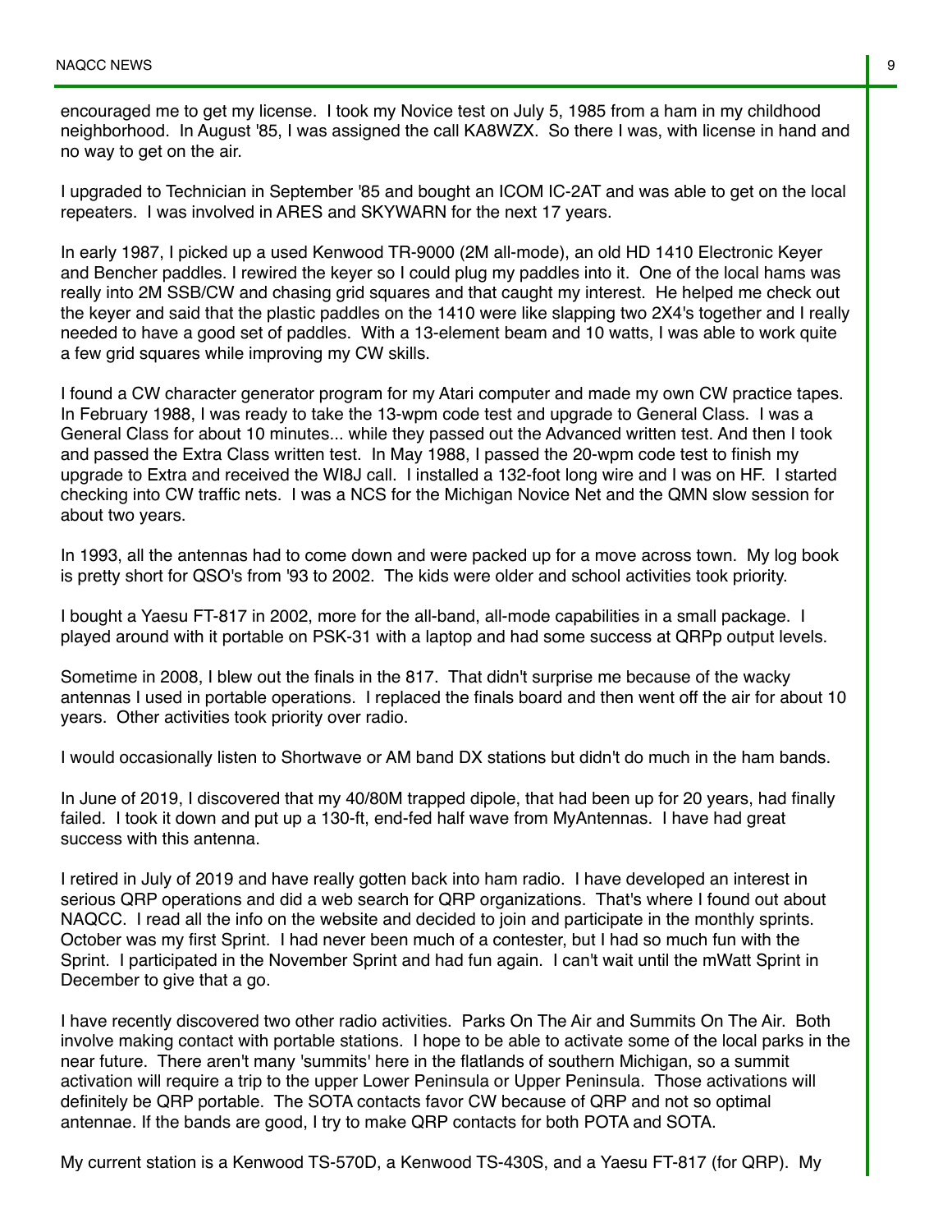encouraged me to get my license. I took my Novice test on July 5, 1985 from a ham in my childhood neighborhood. In August '85, I was assigned the call KA8WZX. So there I was, with license in hand and no way to get on the air.

I upgraded to Technician in September '85 and bought an ICOM IC-2AT and was able to get on the local repeaters. I was involved in ARES and SKYWARN for the next 17 years.

In early 1987, I picked up a used Kenwood TR-9000 (2M all-mode), an old HD 1410 Electronic Keyer and Bencher paddles. I rewired the keyer so I could plug my paddles into it. One of the local hams was really into 2M SSB/CW and chasing grid squares and that caught my interest. He helped me check out the keyer and said that the plastic paddles on the 1410 were like slapping two 2X4's together and I really needed to have a good set of paddles. With a 13-element beam and 10 watts, I was able to work quite a few grid squares while improving my CW skills.

I found a CW character generator program for my Atari computer and made my own CW practice tapes. In February 1988, I was ready to take the 13-wpm code test and upgrade to General Class. I was a General Class for about 10 minutes... while they passed out the Advanced written test. And then I took and passed the Extra Class written test. In May 1988, I passed the 20-wpm code test to finish my upgrade to Extra and received the WI8J call. I installed a 132-foot long wire and I was on HF. I started checking into CW traffic nets. I was a NCS for the Michigan Novice Net and the QMN slow session for about two years.

In 1993, all the antennas had to come down and were packed up for a move across town. My log book is pretty short for QSO's from '93 to 2002. The kids were older and school activities took priority.

I bought a Yaesu FT-817 in 2002, more for the all-band, all-mode capabilities in a small package. I played around with it portable on PSK-31 with a laptop and had some success at QRPp output levels.

Sometime in 2008, I blew out the finals in the 817. That didn't surprise me because of the wacky antennas I used in portable operations. I replaced the finals board and then went off the air for about 10 years. Other activities took priority over radio.

I would occasionally listen to Shortwave or AM band DX stations but didn't do much in the ham bands.

In June of 2019, I discovered that my 40/80M trapped dipole, that had been up for 20 years, had finally failed. I took it down and put up a 130-ft, end-fed half wave from MyAntennas. I have had great success with this antenna.

I retired in July of 2019 and have really gotten back into ham radio. I have developed an interest in serious QRP operations and did a web search for QRP organizations. That's where I found out about NAQCC. I read all the info on the website and decided to join and participate in the monthly sprints. October was my first Sprint. I had never been much of a contester, but I had so much fun with the Sprint. I participated in the November Sprint and had fun again. I can't wait until the mWatt Sprint in December to give that a go.

I have recently discovered two other radio activities. Parks On The Air and Summits On The Air. Both involve making contact with portable stations. I hope to be able to activate some of the local parks in the near future. There aren't many 'summits' here in the flatlands of southern Michigan, so a summit activation will require a trip to the upper Lower Peninsula or Upper Peninsula. Those activations will definitely be QRP portable. The SOTA contacts favor CW because of QRP and not so optimal antennae. If the bands are good, I try to make QRP contacts for both POTA and SOTA.

My current station is a Kenwood TS-570D, a Kenwood TS-430S, and a Yaesu FT-817 (for QRP). My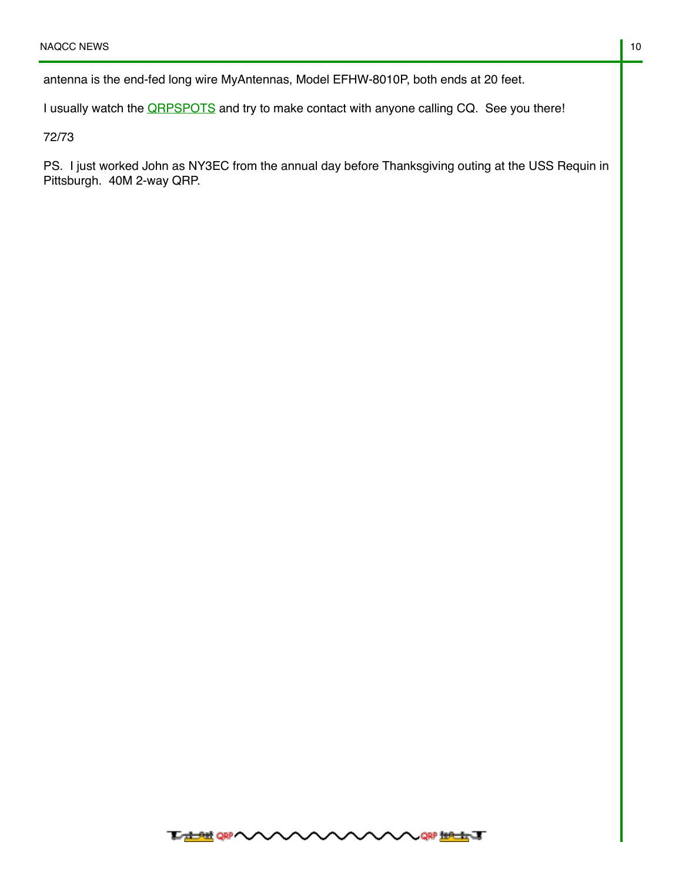antenna is the end-fed long wire MyAntennas, Model EFHW-8010P, both ends at 20 feet.

I usually watch the QRPSPOTS and try to make contact with anyone calling CQ.  See you there!

72/73

PS.  I just worked John as NY3EC from the annual day before Thanksgiving outing at the USS Requin in Pittsburgh.  40M 2-way QRP.